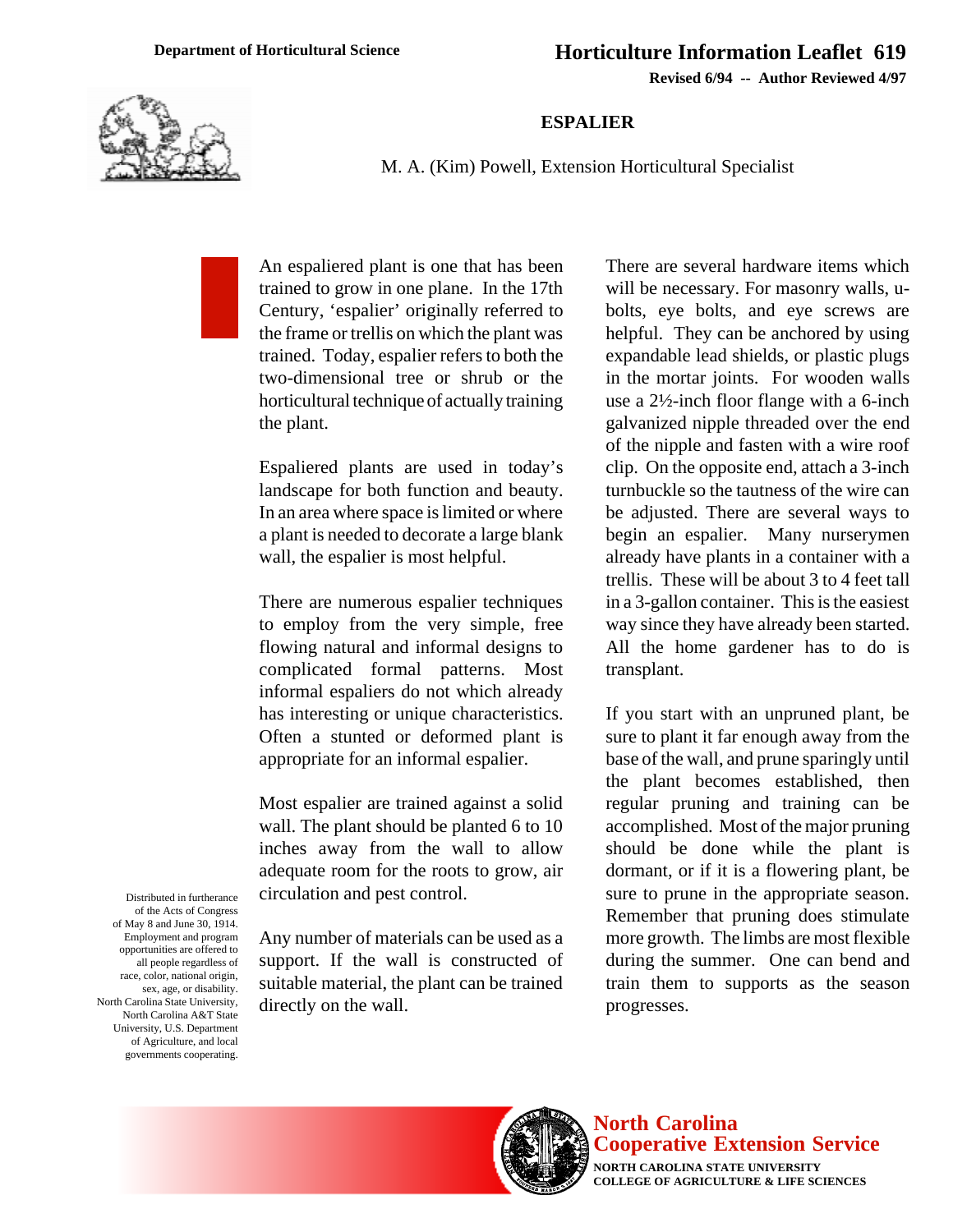Department of Horticultural Science

# Horticulture Information Leaflet 619

**Revised 6/94 -- Author Reviewed 4/97**

## ESPALIER

M. A. (Kim) Powell, Extension Horticultural Specialist

An espaliered plant is one that has been trained to grow in one plane. In the 17th Century, 'espalier' originally referred to the frame or trellis on which the plant was trained. Today, espalier refers to both the two-dimensional tree or shrub or the horticultural technique of actually training the plant.

Espaliered plants are used in today's landscape for both function and beauty. In an area where space is limited or where a plant is needed to decorate a large blank wall, the espalier is most helpful.

There are numerous espalier techniques to employ from the very simple, free flowing natural and informal designs to complicated formal patterns. Most informal espaliers do not which already has interesting or unique characteristics. Often a stunted or deformed plant is appropriate for an informal espalier.

Most espalier are trained against a solid wall. The plant should be planted 6 to 10 inches away from the wall to allow adequate room for the roots to grow, air circulation and pest control.

Any number of materials can be used as a support. If the wall is constructed of suitable material, the plant can be trained directly on the wall.

There are several hardware items which will be necessary. For masonry walls, u-bolts, eye bolts, and eye screws are helpful. They can be anchored by using expandable lead shields, or plastic plugs in the mortar joints. For wooden walls use a 2½-inch floor flange with a 6-inch galvanized nipple threaded over the end of the nipple and fasten with a wire roof clip. On the opposite end, attach a 3-inch turnbuckle so the tautness of the wire can be adjusted. There are several ways to begin an espalier. Many nurserymen already have plants in a container with a trellis. These will be about 3 to 4 feet tall in a 3-gallon container. This is the easiest way since they have already been started. All the home gardener has to do is transplant.

If you start with an unpruned plant, be sure to plant it far enough away from the base of the wall, and prune sparingly until the plant becomes established, then regular pruning and training can be accomplished. Most of the major pruning should be done while the plant is dormant, or if it is a flowering plant, be sure to prune in the appropriate season. Remember that pruning does stimulate more growth. The limbs are most flexible during the summer. One can bend and train them to supports as the season progresses.

Distributed in furtherance of the Acts of Congress of May 8 and June 30, 1914. Employment and program opportunities are offered to all people regardless of race, color, national origin, sex, age, or disability. North Carolina State University, North Carolina A&T State University, U.S. Department of Agriculture, and local governments cooperating.

**North Carolina Cooperative Extension Service**
NORTH CAROLINA STATE UNIVERSITY
COLLEGE OF AGRICULTURE & LIFE SCIENCES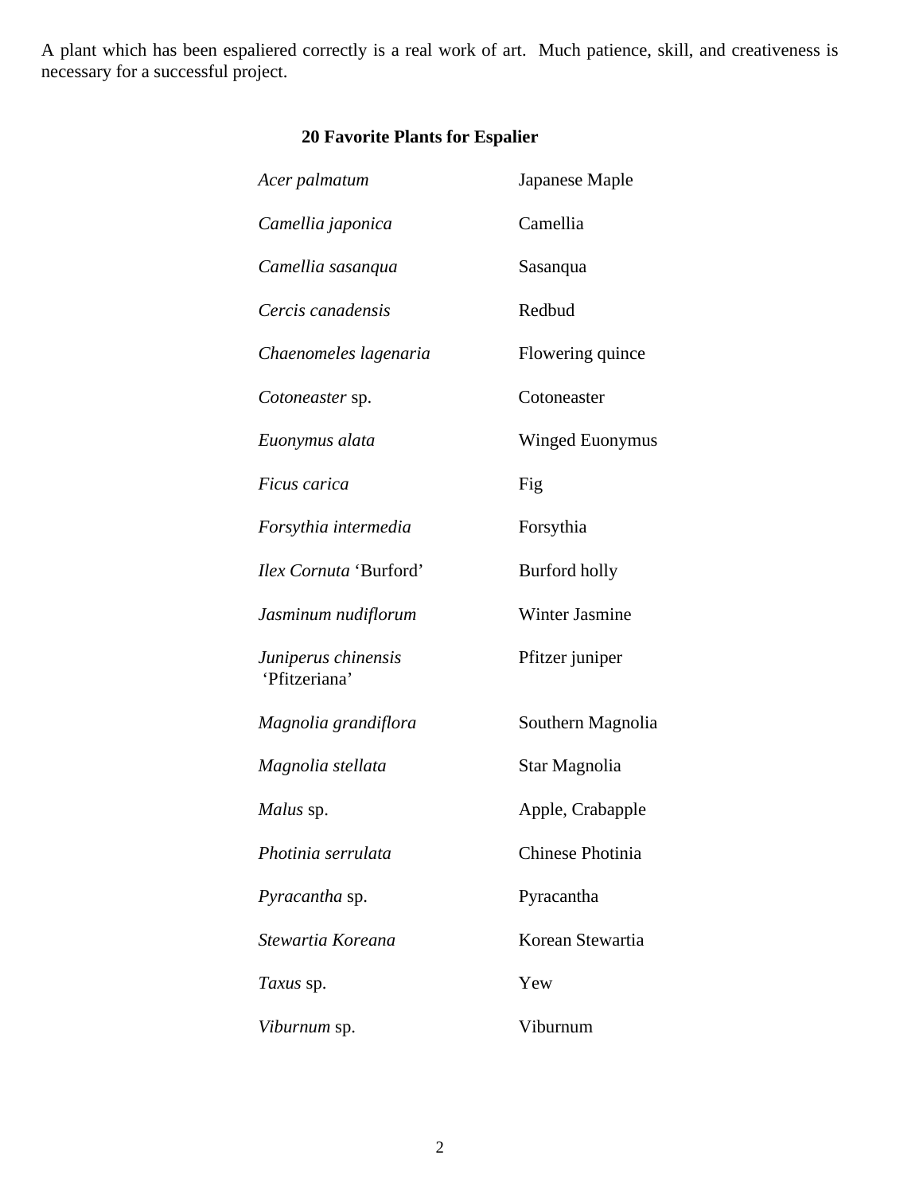A plant which has been espaliered correctly is a real work of art. Much patience, skill, and creativeness is necessary for a successful project.

**20 Favorite Plants for Espalier**

| | |
|---|---|
| *Acer palmatum* | Japanese Maple |
| *Camellia japonica* | Camellia |
| *Camellia sasanqua* | Sasanqua |
| *Cercis canadensis* | Redbud |
| *Chaenomeles lagenaria* | Flowering quince |
| *Cotoneaster* sp. | Cotoneaster |
| *Euonymus alata* | Winged Euonymus |
| *Ficus carica* | Fig |
| *Forsythia intermedia* | Forsythia |
| *Ilex Cornuta* 'Burford' | Burford holly |
| *Jasminum nudiflorum* | Winter Jasmine |
| *Juniperus chinensis* 'Pfitzeriana' | Pfitzer juniper |
| *Magnolia grandiflora* | Southern Magnolia |
| *Magnolia stellata* | Star Magnolia |
| *Malus* sp. | Apple, Crabapple |
| *Photinia serrulata* | Chinese Photinia |
| *Pyracantha* sp. | Pyracantha |
| *Stewartia Koreana* | Korean Stewartia |
| *Taxus* sp. | Yew |
| *Viburnum* sp. | Viburnum |